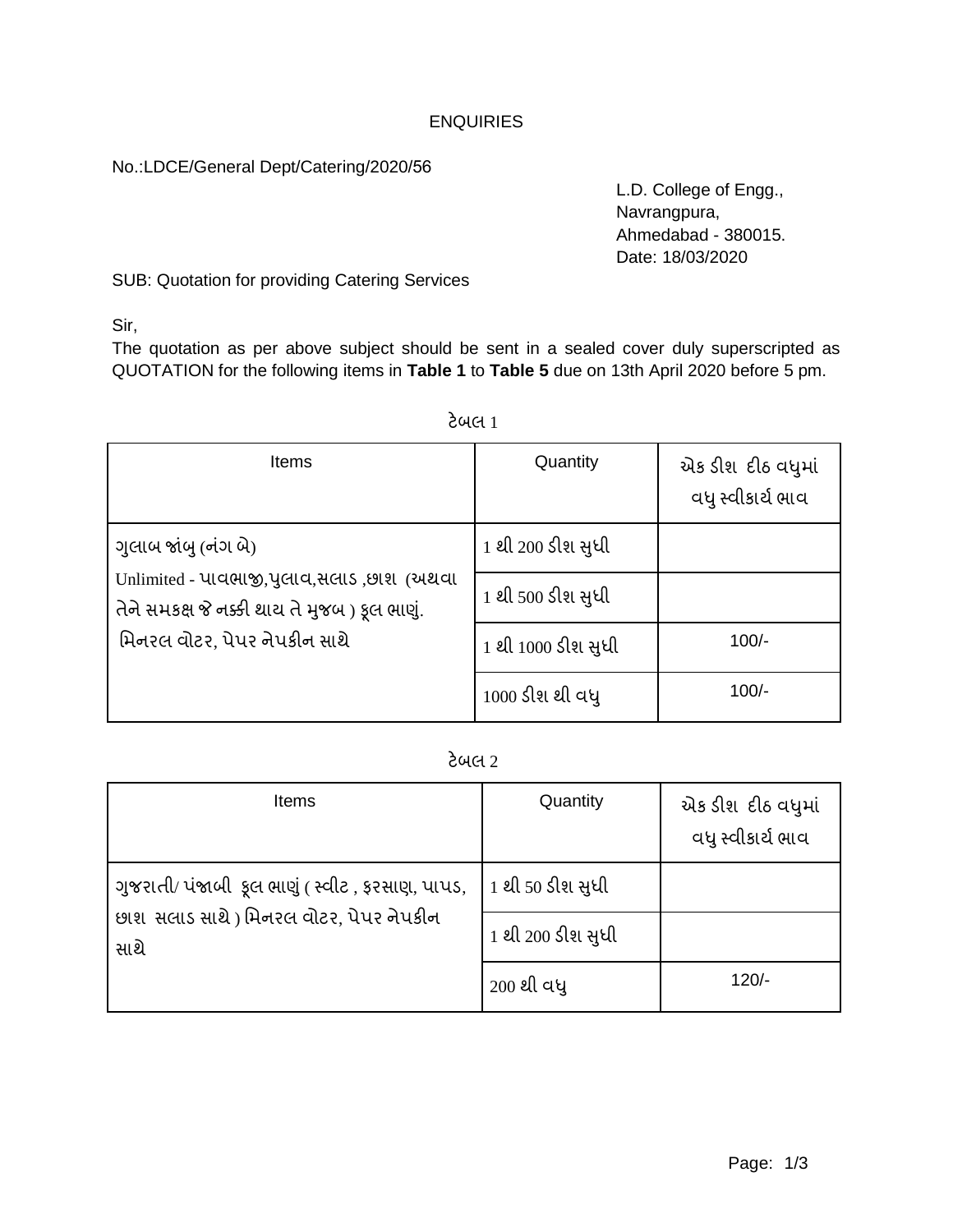# ENQUIRIES

No.:LDCE/General Dept/Catering/2020/56

L.D. College of Engg.,
Navrangpura,
Ahmedabad - 380015.
Date: 18/03/2020

SUB: Quotation for providing Catering Services

Sir,

The quotation as per above subject should be sent in a sealed cover duly superscripted as QUOTATION for the following items in **Table 1** to **Table 5** due on 13th April 2020 before 5 pm.

ટેબલ 1

| Items | Quantity | એક ડીશ દીઠ વધુમાં વધુ સ્વીકાર્ય ભાવ |
|---|---|---|
| ગુલાબ જાંબુ (નંગ બે)<br>Unlimited - પાવભાજી,પુલાવ,સલાડ ,છાશ (અથવા તેને સમકક્ષ જે નક્કી થાય તે મુજબ ) ફૂલ ભાણું.<br>મિનરલ વોટર, પેપર નેપકીન સાથે | 1 થી 200 ડીશ સુધી | |
| | 1 થી 500 ડીશ સુધી | |
| | 1 થી 1000 ડીશ સુધી | 100/- |
| | 1000 ડીશ થી વધુ | 100/- |

ટેબલ 2

| Items | Quantity | એક ડીશ દીઠ વધુમાં વધુ સ્વીકાર્ય ભાવ |
|---|---|---|
| ગુજરાતી/ પંજાબી ફૂલ ભાણું ( સ્વીટ , ફરસાણ, પાપડ, છાશ સલાડ સાથે ) મિનરલ વોટર, પેપર નેપકીન સાથે | 1 થી 50 ડીશ સુધી | |
| | 1 થી 200 ડીશ સુધી | |
| | 200 થી વધુ | 120/- |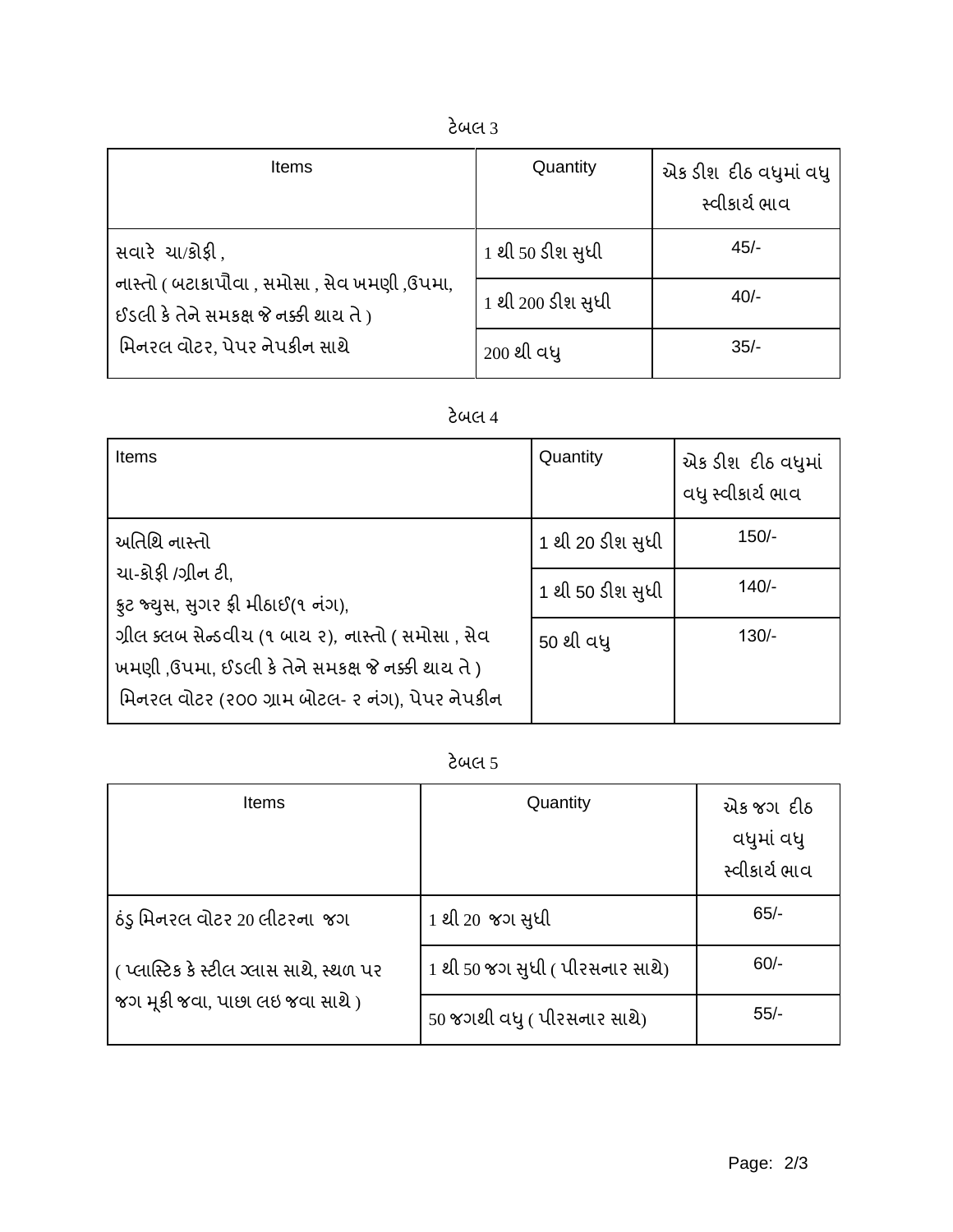ટેબલ 3

| Items | Quantity | એક ડીશ દીઠ વધુમાં વધુ સ્વીકાર્ય ભાવ |
|---|---|---|
| સવારે ચા/કોફી ,<br>નાસ્તો ( બટાકાપૌવા , સમોસા , સેવ ખમણી ,ઉપમા, ઈડલી કે તેને સમકક્ષ જે નક્કી થાય તે )<br>મિનરલ વોટર, પેપર નેપકીન સાથે | 1 થી 50 ડીશ સુધી | 45/- |
| | 1 થી 200 ડીશ સુધી | 40/- |
| | 200 થી વધુ | 35/- |

ટેબલ 4

| Items | Quantity | એક ડીશ દીઠ વધુમાં વધુ સ્વીકાર્ય ભાવ |
|---|---|---|
| અતિથિ નાસ્તો<br>ચા-કોફી /ગ્રીન ટી,<br>ફ્રુટ જ્યુસ, સુગર ફ્રી મીઠાઈ(૧ નંગ),<br>ગ્રીલ ક્લબ સેન્ડવીચ (૧ બાય ૨), નાસ્તો ( સમોસા , સેવ ખમણી ,ઉપમા, ઈડલી કે તેને સમકક્ષ જે નક્કી થાય તે )<br>મિનરલ વોટર (૨૦૦ ગ્રામ બોટલ- ૨ નંગ), પેપર નેપકીન | 1 થી 20 ડીશ સુધી | 150/- |
| | 1 થી 50 ડીશ સુધી | 140/- |
| | 50 થી વધુ | 130/- |

ટેબલ 5

| Items | Quantity | એક જગ દીઠ વધુમાં વધુ સ્વીકાર્ય ભાવ |
|---|---|---|
| ઠંડુ મિનરલ વોટર 20 લીટરના જગ<br>( પ્લાસ્ટિક કે સ્ટીલ ગ્લાસ સાથે, સ્થળ પર જગ મૂકી જવા, પાછા લઇ જવા સાથે ) | 1 થી 20 જગ સુધી | 65/- |
| | 1 થી 50 જગ સુધી ( પીરસનાર સાથે) | 60/- |
| | 50 જગથી વધુ ( પીરસનાર સાથે) | 55/- |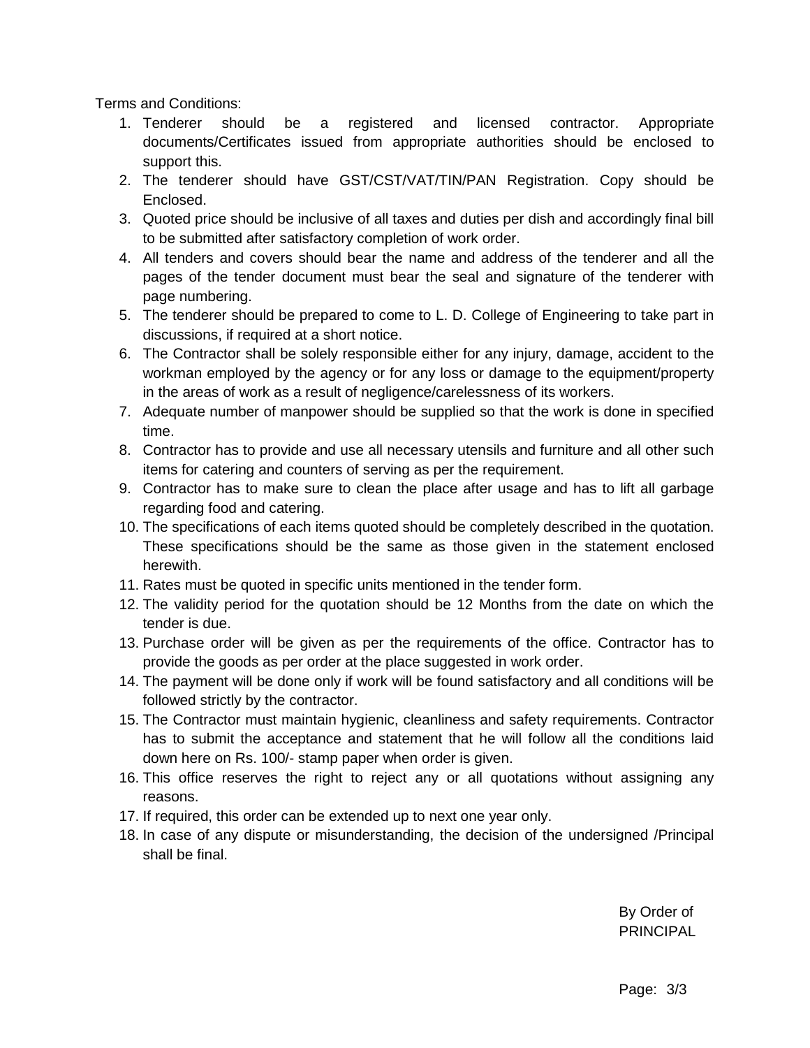Terms and Conditions:

1. Tenderer should be a registered and licensed contractor. Appropriate documents/Certificates issued from appropriate authorities should be enclosed to support this.
2. The tenderer should have GST/CST/VAT/TIN/PAN Registration. Copy should be Enclosed.
3. Quoted price should be inclusive of all taxes and duties per dish and accordingly final bill to be submitted after satisfactory completion of work order.
4. All tenders and covers should bear the name and address of the tenderer and all the pages of the tender document must bear the seal and signature of the tenderer with page numbering.
5. The tenderer should be prepared to come to L. D. College of Engineering to take part in discussions, if required at a short notice.
6. The Contractor shall be solely responsible either for any injury, damage, accident to the workman employed by the agency or for any loss or damage to the equipment/property in the areas of work as a result of negligence/carelessness of its workers.
7. Adequate number of manpower should be supplied so that the work is done in specified time.
8. Contractor has to provide and use all necessary utensils and furniture and all other such items for catering and counters of serving as per the requirement.
9. Contractor has to make sure to clean the place after usage and has to lift all garbage regarding food and catering.
10. The specifications of each items quoted should be completely described in the quotation. These specifications should be the same as those given in the statement enclosed herewith.
11. Rates must be quoted in specific units mentioned in the tender form.
12. The validity period for the quotation should be 12 Months from the date on which the tender is due.
13. Purchase order will be given as per the requirements of the office. Contractor has to provide the goods as per order at the place suggested in work order.
14. The payment will be done only if work will be found satisfactory and all conditions will be followed strictly by the contractor.
15. The Contractor must maintain hygienic, cleanliness and safety requirements. Contractor has to submit the acceptance and statement that he will follow all the conditions laid down here on Rs. 100/- stamp paper when order is given.
16. This office reserves the right to reject any or all quotations without assigning any reasons.
17. If required, this order can be extended up to next one year only.
18. In case of any dispute or misunderstanding, the decision of the undersigned /Principal shall be final.

By Order of
PRINCIPAL